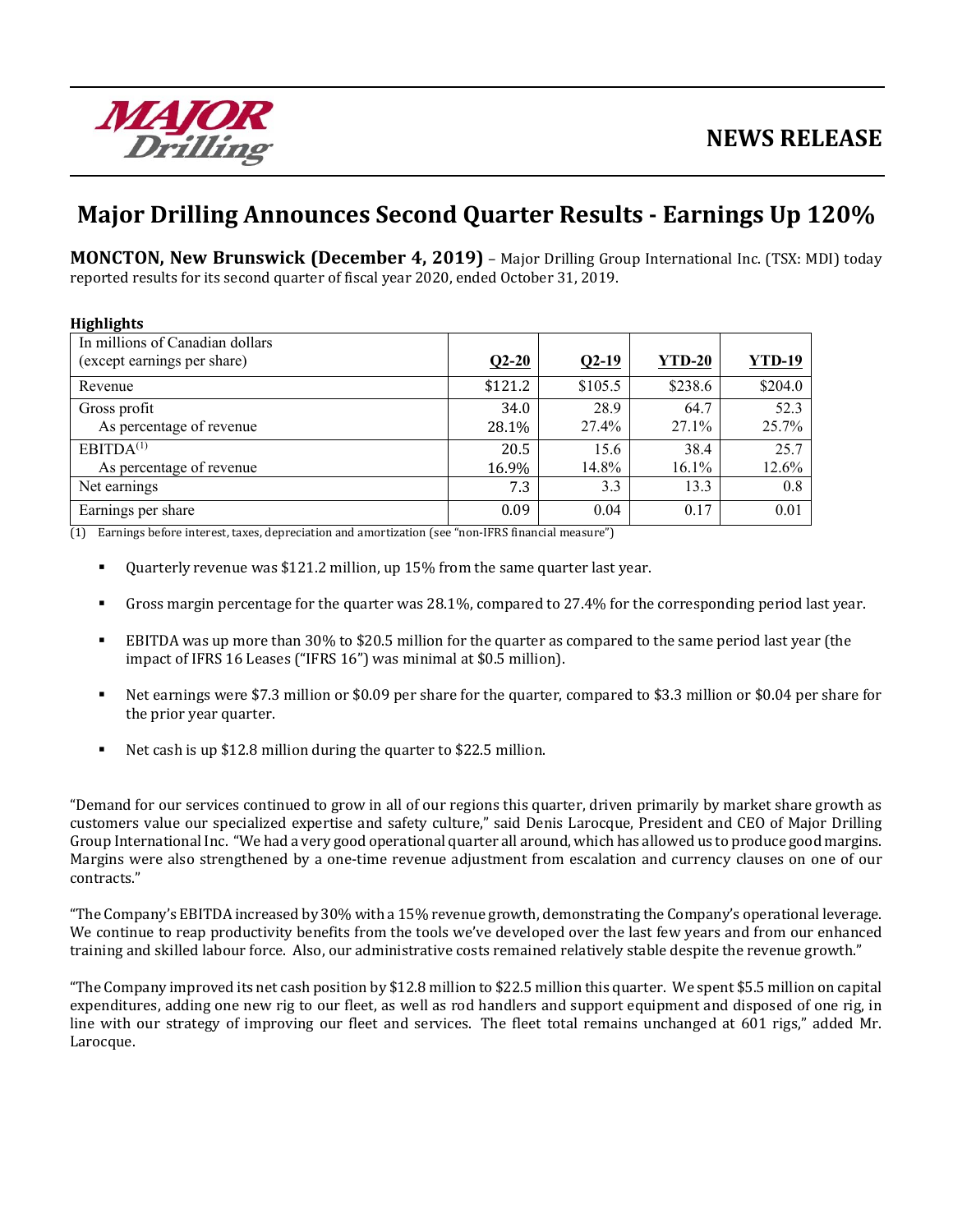MAJOR Drilling

# NEWS RELEASE

## Major Drilling Announces Second Quarter Results - Earnings Up 120%

**MONCTON, New Brunswick (December 4, 2019)** – Major Drilling Group International Inc. (TSX: MDI) today reported results for its second quarter of fiscal year 2020, ended October 31, 2019.

**Highlights**

| In millions of Canadian dollars (except earnings per share) | Q2-20 | Q2-19 | YTD-20 | YTD-19 |
|---|---|---|---|---|
| Revenue | $121.2 | $105.5 | $238.6 | $204.0 |
| Gross profit | 34.0 | 28.9 | 64.7 | 52.3 |
| As percentage of revenue | 28.1% | 27.4% | 27.1% | 25.7% |
| EBITDA[(1)] | 20.5 | 15.6 | 38.4 | 25.7 |
| As percentage of revenue | 16.9% | 14.8% | 16.1% | 12.6% |
| Net earnings | 7.3 | 3.3 | 13.3 | 0.8 |
| Earnings per share | 0.09 | 0.04 | 0.17 | 0.01 |

(1) Earnings before interest, taxes, depreciation and amortization (see "non-IFRS financial measure")

- Quarterly revenue was $121.2 million, up 15% from the same quarter last year.
- Gross margin percentage for the quarter was 28.1%, compared to 27.4% for the corresponding period last year.
- EBITDA was up more than 30% to $20.5 million for the quarter as compared to the same period last year (the impact of IFRS 16 Leases ("IFRS 16") was minimal at $0.5 million).
- Net earnings were $7.3 million or $0.09 per share for the quarter, compared to $3.3 million or $0.04 per share for the prior year quarter.
- Net cash is up $12.8 million during the quarter to $22.5 million.

"Demand for our services continued to grow in all of our regions this quarter, driven primarily by market share growth as customers value our specialized expertise and safety culture," said Denis Larocque, President and CEO of Major Drilling Group International Inc. "We had a very good operational quarter all around, which has allowed us to produce good margins. Margins were also strengthened by a one-time revenue adjustment from escalation and currency clauses on one of our contracts."

"The Company's EBITDA increased by 30% with a 15% revenue growth, demonstrating the Company's operational leverage. We continue to reap productivity benefits from the tools we've developed over the last few years and from our enhanced training and skilled labour force. Also, our administrative costs remained relatively stable despite the revenue growth."

"The Company improved its net cash position by $12.8 million to $22.5 million this quarter. We spent $5.5 million on capital expenditures, adding one new rig to our fleet, as well as rod handlers and support equipment and disposed of one rig, in line with our strategy of improving our fleet and services. The fleet total remains unchanged at 601 rigs," added Mr. Larocque.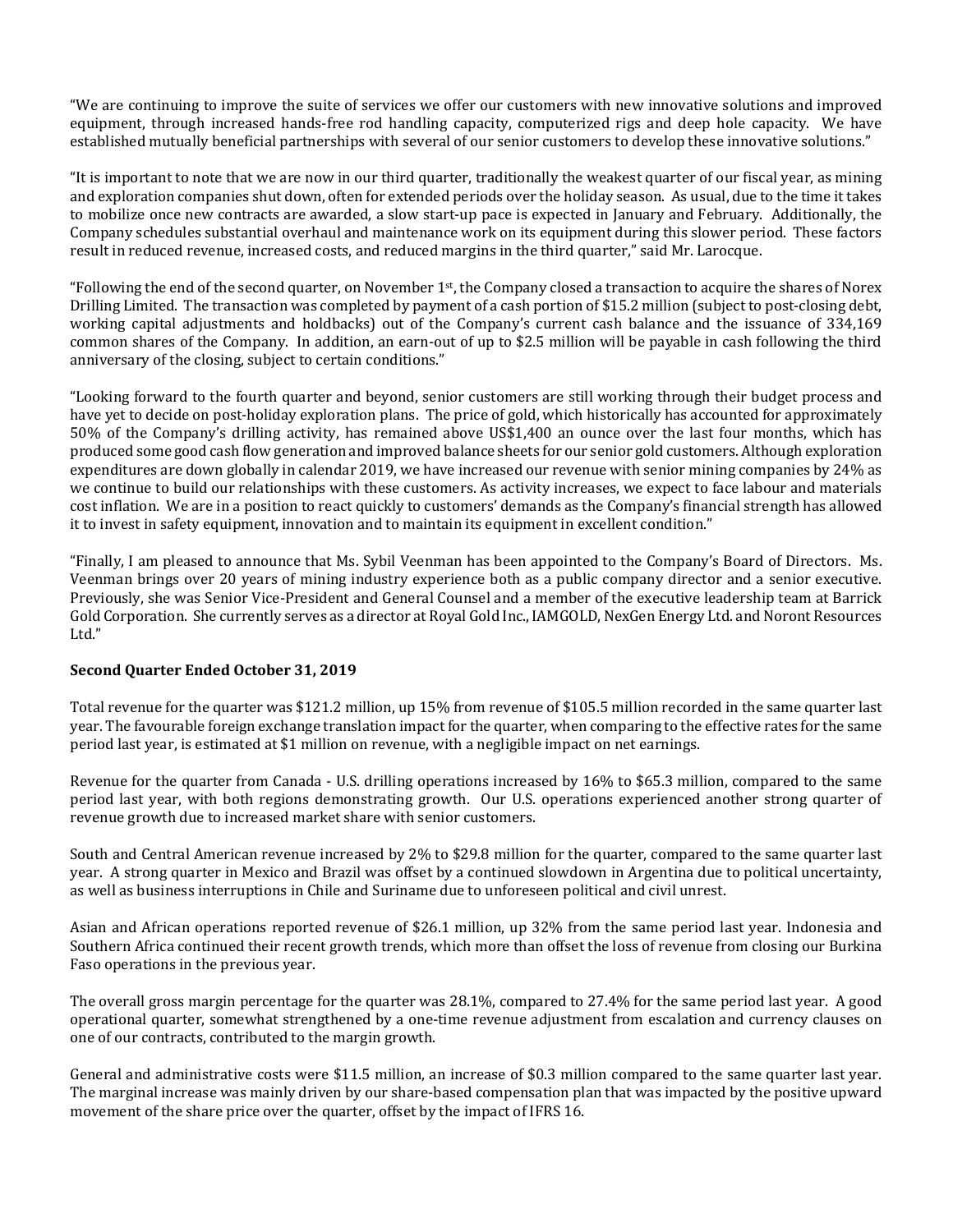"We are continuing to improve the suite of services we offer our customers with new innovative solutions and improved equipment, through increased hands-free rod handling capacity, computerized rigs and deep hole capacity. We have established mutually beneficial partnerships with several of our senior customers to develop these innovative solutions."

"It is important to note that we are now in our third quarter, traditionally the weakest quarter of our fiscal year, as mining and exploration companies shut down, often for extended periods over the holiday season. As usual, due to the time it takes to mobilize once new contracts are awarded, a slow start-up pace is expected in January and February. Additionally, the Company schedules substantial overhaul and maintenance work on its equipment during this slower period. These factors result in reduced revenue, increased costs, and reduced margins in the third quarter," said Mr. Larocque.

"Following the end of the second quarter, on November 1st, the Company closed a transaction to acquire the shares of Norex Drilling Limited. The transaction was completed by payment of a cash portion of $15.2 million (subject to post-closing debt, working capital adjustments and holdbacks) out of the Company's current cash balance and the issuance of 334,169 common shares of the Company. In addition, an earn-out of up to $2.5 million will be payable in cash following the third anniversary of the closing, subject to certain conditions."

"Looking forward to the fourth quarter and beyond, senior customers are still working through their budget process and have yet to decide on post-holiday exploration plans. The price of gold, which historically has accounted for approximately 50% of the Company's drilling activity, has remained above US$1,400 an ounce over the last four months, which has produced some good cash flow generation and improved balance sheets for our senior gold customers. Although exploration expenditures are down globally in calendar 2019, we have increased our revenue with senior mining companies by 24% as we continue to build our relationships with these customers. As activity increases, we expect to face labour and materials cost inflation. We are in a position to react quickly to customers' demands as the Company's financial strength has allowed it to invest in safety equipment, innovation and to maintain its equipment in excellent condition."

"Finally, I am pleased to announce that Ms. Sybil Veenman has been appointed to the Company's Board of Directors. Ms. Veenman brings over 20 years of mining industry experience both as a public company director and a senior executive. Previously, she was Senior Vice-President and General Counsel and a member of the executive leadership team at Barrick Gold Corporation. She currently serves as a director at Royal Gold Inc., IAMGOLD, NexGen Energy Ltd. and Noront Resources Ltd."

**Second Quarter Ended October 31, 2019**

Total revenue for the quarter was $121.2 million, up 15% from revenue of $105.5 million recorded in the same quarter last year. The favourable foreign exchange translation impact for the quarter, when comparing to the effective rates for the same period last year, is estimated at $1 million on revenue, with a negligible impact on net earnings.

Revenue for the quarter from Canada - U.S. drilling operations increased by 16% to $65.3 million, compared to the same period last year, with both regions demonstrating growth. Our U.S. operations experienced another strong quarter of revenue growth due to increased market share with senior customers.

South and Central American revenue increased by 2% to $29.8 million for the quarter, compared to the same quarter last year. A strong quarter in Mexico and Brazil was offset by a continued slowdown in Argentina due to political uncertainty, as well as business interruptions in Chile and Suriname due to unforeseen political and civil unrest.

Asian and African operations reported revenue of $26.1 million, up 32% from the same period last year. Indonesia and Southern Africa continued their recent growth trends, which more than offset the loss of revenue from closing our Burkina Faso operations in the previous year.

The overall gross margin percentage for the quarter was 28.1%, compared to 27.4% for the same period last year. A good operational quarter, somewhat strengthened by a one-time revenue adjustment from escalation and currency clauses on one of our contracts, contributed to the margin growth.

General and administrative costs were $11.5 million, an increase of $0.3 million compared to the same quarter last year. The marginal increase was mainly driven by our share-based compensation plan that was impacted by the positive upward movement of the share price over the quarter, offset by the impact of IFRS 16.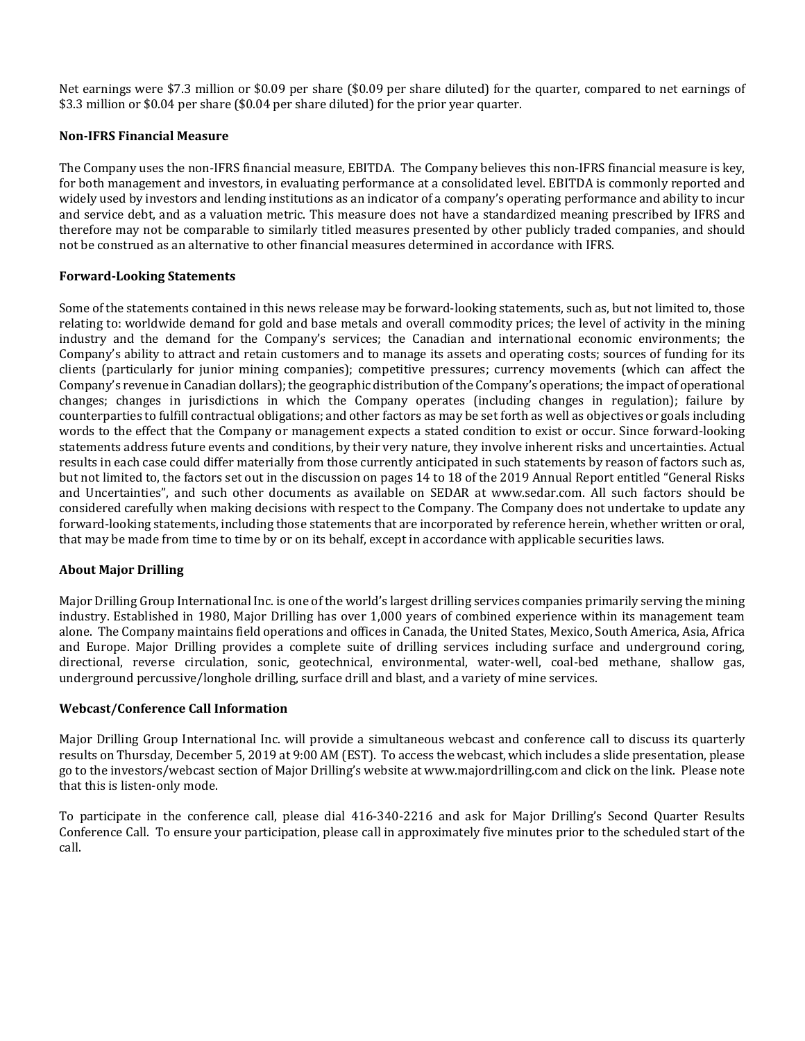Net earnings were $7.3 million or $0.09 per share ($0.09 per share diluted) for the quarter, compared to net earnings of $3.3 million or $0.04 per share ($0.04 per share diluted) for the prior year quarter.

### Non-IFRS Financial Measure

The Company uses the non-IFRS financial measure, EBITDA. The Company believes this non-IFRS financial measure is key, for both management and investors, in evaluating performance at a consolidated level. EBITDA is commonly reported and widely used by investors and lending institutions as an indicator of a company's operating performance and ability to incur and service debt, and as a valuation metric. This measure does not have a standardized meaning prescribed by IFRS and therefore may not be comparable to similarly titled measures presented by other publicly traded companies, and should not be construed as an alternative to other financial measures determined in accordance with IFRS.

### Forward-Looking Statements

Some of the statements contained in this news release may be forward-looking statements, such as, but not limited to, those relating to: worldwide demand for gold and base metals and overall commodity prices; the level of activity in the mining industry and the demand for the Company's services; the Canadian and international economic environments; the Company's ability to attract and retain customers and to manage its assets and operating costs; sources of funding for its clients (particularly for junior mining companies); competitive pressures; currency movements (which can affect the Company's revenue in Canadian dollars); the geographic distribution of the Company's operations; the impact of operational changes; changes in jurisdictions in which the Company operates (including changes in regulation); failure by counterparties to fulfill contractual obligations; and other factors as may be set forth as well as objectives or goals including words to the effect that the Company or management expects a stated condition to exist or occur. Since forward-looking statements address future events and conditions, by their very nature, they involve inherent risks and uncertainties. Actual results in each case could differ materially from those currently anticipated in such statements by reason of factors such as, but not limited to, the factors set out in the discussion on pages 14 to 18 of the 2019 Annual Report entitled "General Risks and Uncertainties", and such other documents as available on SEDAR at www.sedar.com. All such factors should be considered carefully when making decisions with respect to the Company. The Company does not undertake to update any forward-looking statements, including those statements that are incorporated by reference herein, whether written or oral, that may be made from time to time by or on its behalf, except in accordance with applicable securities laws.

### About Major Drilling

Major Drilling Group International Inc. is one of the world's largest drilling services companies primarily serving the mining industry. Established in 1980, Major Drilling has over 1,000 years of combined experience within its management team alone. The Company maintains field operations and offices in Canada, the United States, Mexico, South America, Asia, Africa and Europe. Major Drilling provides a complete suite of drilling services including surface and underground coring, directional, reverse circulation, sonic, geotechnical, environmental, water-well, coal-bed methane, shallow gas, underground percussive/longhole drilling, surface drill and blast, and a variety of mine services.

### Webcast/Conference Call Information

Major Drilling Group International Inc. will provide a simultaneous webcast and conference call to discuss its quarterly results on Thursday, December 5, 2019 at 9:00 AM (EST). To access the webcast, which includes a slide presentation, please go to the investors/webcast section of Major Drilling's website at www.majordrilling.com and click on the link. Please note that this is listen-only mode.

To participate in the conference call, please dial 416-340-2216 and ask for Major Drilling's Second Quarter Results Conference Call. To ensure your participation, please call in approximately five minutes prior to the scheduled start of the call.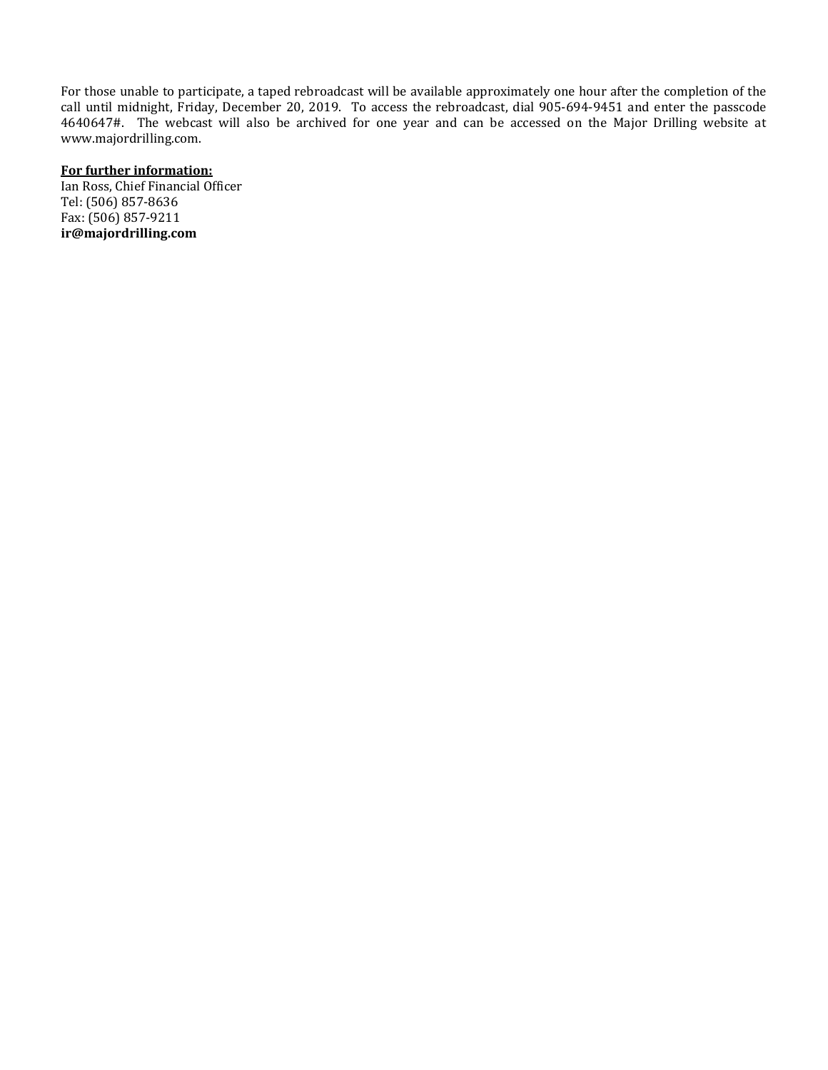For those unable to participate, a taped rebroadcast will be available approximately one hour after the completion of the call until midnight, Friday, December 20, 2019. To access the rebroadcast, dial 905-694-9451 and enter the passcode 4640647#. The webcast will also be archived for one year and can be accessed on the Major Drilling website at www.majordrilling.com.

**For further information:**
Ian Ross, Chief Financial Officer
Tel: (506) 857-8636
Fax: (506) 857-9211
**ir@majordrilling.com**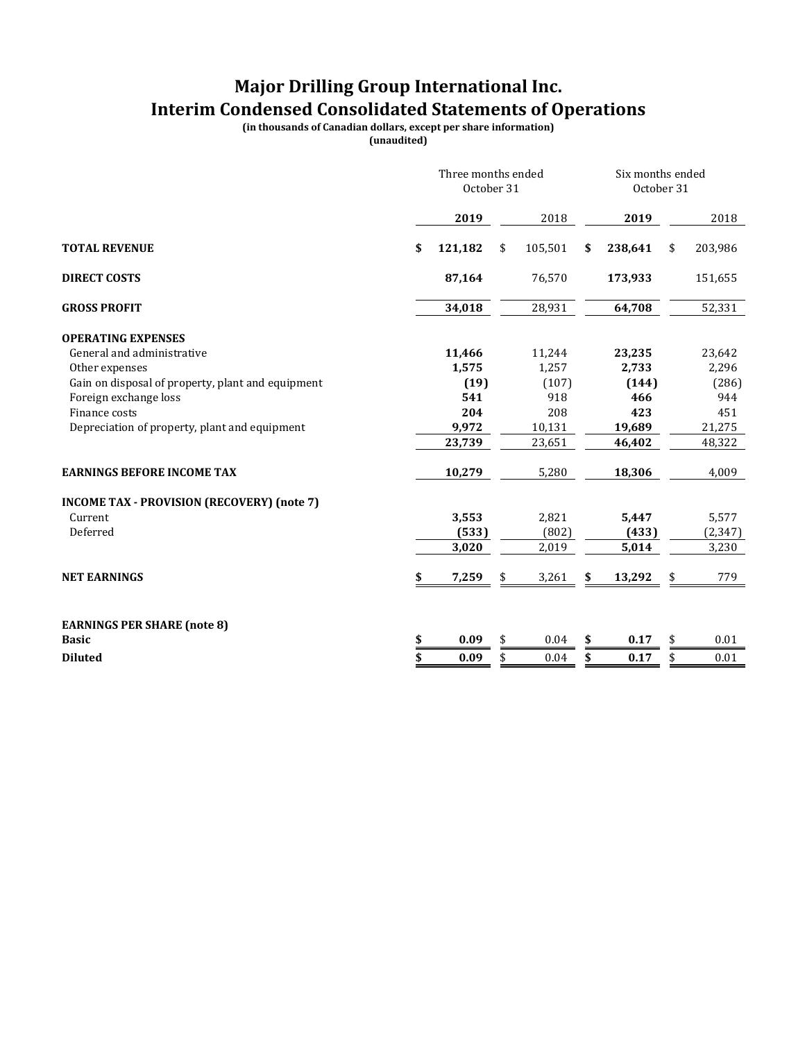# Major Drilling Group International Inc.
# Interim Condensed Consolidated Statements of Operations

**(in thousands of Canadian dollars, except per share information)**
**(unaudited)**

| | Three months ended October 31 | | Six months ended October 31 | |
|---|---|---|---|---|
| | **2019** | 2018 | **2019** | 2018 |
| **TOTAL REVENUE** | **$ 121,182** | $ 105,501 | **$ 238,641** | $ 203,986 |
| **DIRECT COSTS** | **87,164** | 76,570 | **173,933** | 151,655 |
| **GROSS PROFIT** | **34,018** | 28,931 | **64,708** | 52,331 |
| **OPERATING EXPENSES** | | | | |
| General and administrative | **11,466** | 11,244 | **23,235** | 23,642 |
| Other expenses | **1,575** | 1,257 | **2,733** | 2,296 |
| Gain on disposal of property, plant and equipment | **(19)** | (107) | **(144)** | (286) |
| Foreign exchange loss | **541** | 918 | **466** | 944 |
| Finance costs | **204** | 208 | **423** | 451 |
| Depreciation of property, plant and equipment | **9,972** | 10,131 | **19,689** | 21,275 |
| | **23,739** | 23,651 | **46,402** | 48,322 |
| **EARNINGS BEFORE INCOME TAX** | **10,279** | 5,280 | **18,306** | 4,009 |
| **INCOME TAX - PROVISION (RECOVERY) (note 7)** | | | | |
| Current | **3,553** | 2,821 | **5,447** | 5,577 |
| Deferred | **(533)** | (802) | **(433)** | (2,347) |
| | **3,020** | 2,019 | **5,014** | 3,230 |
| **NET EARNINGS** | **$ 7,259** | $ 3,261 | **$ 13,292** | $ 779 |
| **EARNINGS PER SHARE (note 8)** | | | | |
| **Basic** | **$ 0.09** | $ 0.04 | **$ 0.17** | $ 0.01 |
| **Diluted** | **$ 0.09** | $ 0.04 | **$ 0.17** | $ 0.01 |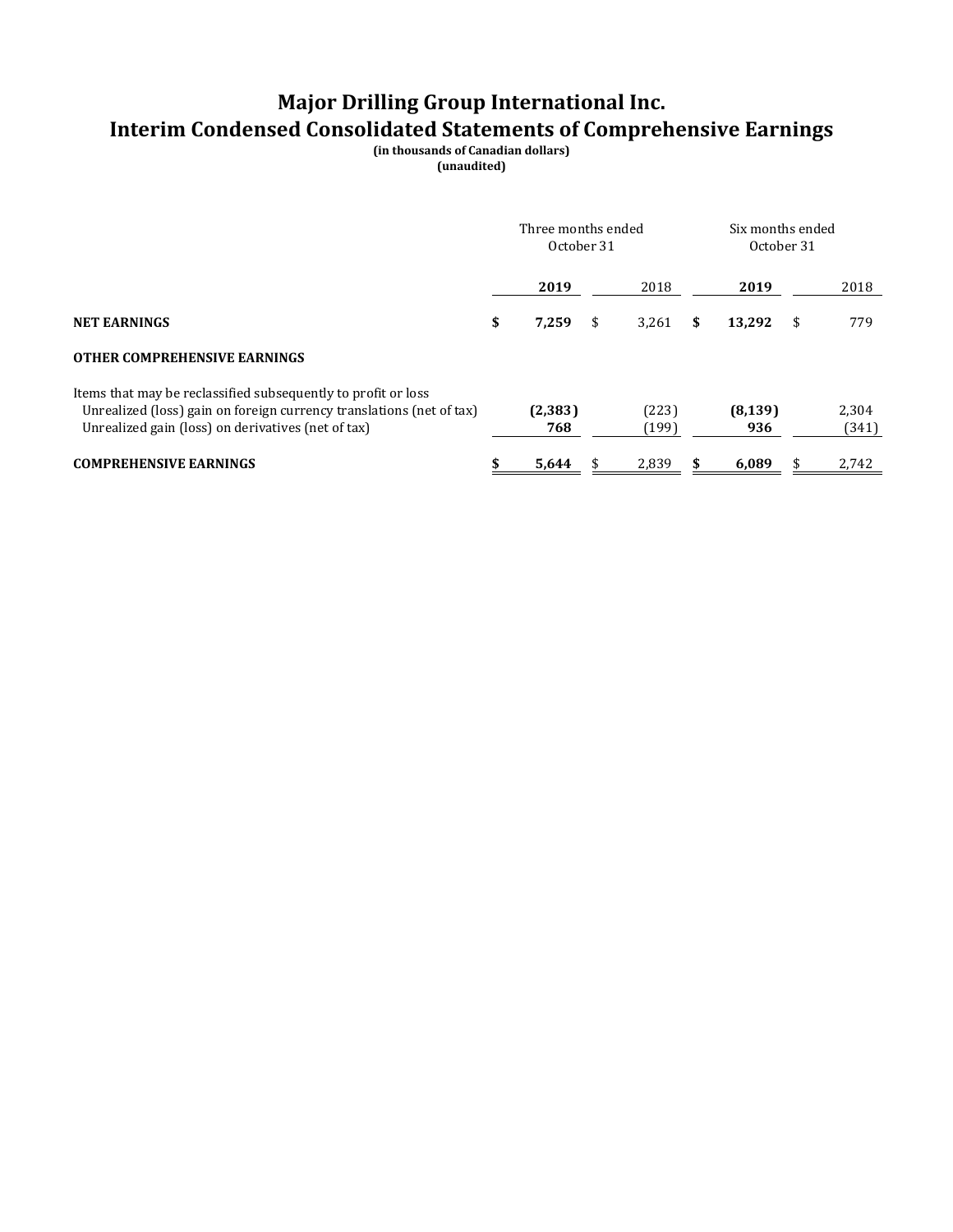# Major Drilling Group International Inc.
# Interim Condensed Consolidated Statements of Comprehensive Earnings

**(in thousands of Canadian dollars)**
**(unaudited)**

| | Three months ended October 31 | | Six months ended October 31 | |
|---|---|---|---|---|
| | **2019** | 2018 | **2019** | 2018 |
| **NET EARNINGS** | **$ 7,259** | $ 3,261 | **$ 13,292** | $ 779 |
| **OTHER COMPREHENSIVE EARNINGS** | | | | |
| Items that may be reclassified subsequently to profit or loss | | | | |
| Unrealized (loss) gain on foreign currency translations (net of tax) | **(2,383)** | (223) | **(8,139)** | 2,304 |
| Unrealized gain (loss) on derivatives (net of tax) | **768** | (199) | **936** | (341) |
| **COMPREHENSIVE EARNINGS** | **$ 5,644** | $ 2,839 | **$ 6,089** | $ 2,742 |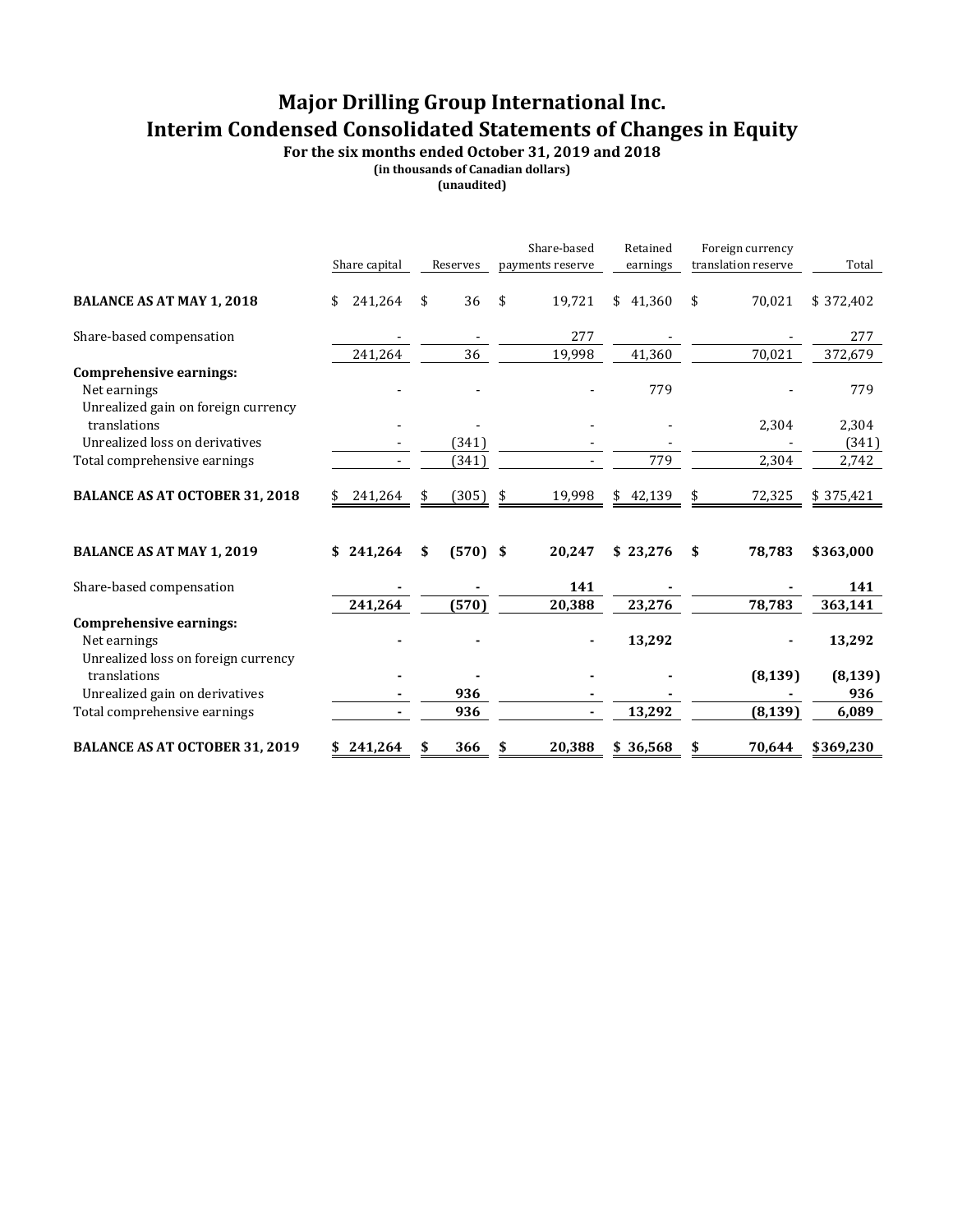# Major Drilling Group International Inc.
# Interim Condensed Consolidated Statements of Changes in Equity

**For the six months ended October 31, 2019 and 2018**
**(in thousands of Canadian dollars)**
**(unaudited)**

| | Share capital | Reserves | Share-based payments reserve | Retained earnings | Foreign currency translation reserve | Total |
|---|---|---|---|---|---|---|
| **BALANCE AS AT MAY 1, 2018** | $ 241,264 | $ 36 | $ 19,721 | $ 41,360 | $ 70,021 | $ 372,402 |
| Share-based compensation | - | - | 277 | - | - | 277 |
| | 241,264 | 36 | 19,998 | 41,360 | 70,021 | 372,679 |
| **Comprehensive earnings:** | | | | | | |
| Net earnings | - | - | - | 779 | - | 779 |
| Unrealized gain on foreign currency translations | - | - | - | - | 2,304 | 2,304 |
| Unrealized loss on derivatives | - | (341) | - | - | - | (341) |
| Total comprehensive earnings | - | (341) | - | 779 | 2,304 | 2,742 |
| **BALANCE AS AT OCTOBER 31, 2018** | $ 241,264 | $ (305) | $ 19,998 | $ 42,139 | $ 72,325 | $ 375,421 |
| | | | | | | |
| **BALANCE AS AT MAY 1, 2019** | **$ 241,264** | **$ (570)** | **$ 20,247** | **$ 23,276** | **$ 78,783** | **$363,000** |
| Share-based compensation | **-** | **-** | **141** | **-** | **-** | **141** |
| | **241,264** | **(570)** | **20,388** | **23,276** | **78,783** | **363,141** |
| **Comprehensive earnings:** | | | | | | |
| Net earnings | **-** | **-** | **-** | **13,292** | **-** | **13,292** |
| Unrealized loss on foreign currency translations | **-** | **-** | **-** | **-** | **(8,139)** | **(8,139)** |
| Unrealized gain on derivatives | **-** | **936** | **-** | **-** | **-** | **936** |
| Total comprehensive earnings | **-** | **936** | **-** | **13,292** | **(8,139)** | **6,089** |
| **BALANCE AS AT OCTOBER 31, 2019** | **$ 241,264** | **$ 366** | **$ 20,388** | **$ 36,568** | **$ 70,644** | **$369,230** |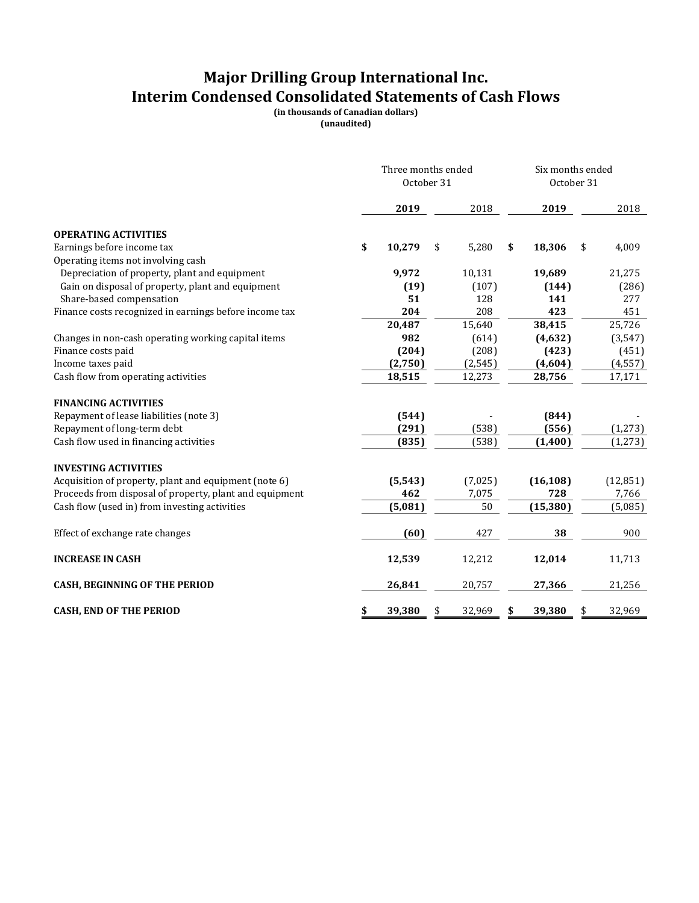# Major Drilling Group International Inc.
# Interim Condensed Consolidated Statements of Cash Flows

**(in thousands of Canadian dollars)**
**(unaudited)**

| | Three months ended October 31 | | Six months ended October 31 | |
|---|---|---|---|---|
| | **2019** | 2018 | **2019** | 2018 |
| **OPERATING ACTIVITIES** | | | | |
| Earnings before income tax | **$ 10,279** | $ 5,280 | **$ 18,306** | $ 4,009 |
| Operating items not involving cash | | | | |
| Depreciation of property, plant and equipment | **9,972** | 10,131 | **19,689** | 21,275 |
| Gain on disposal of property, plant and equipment | **(19)** | (107) | **(144)** | (286) |
| Share-based compensation | **51** | 128 | **141** | 277 |
| Finance costs recognized in earnings before income tax | **204** | 208 | **423** | 451 |
| | **20,487** | 15,640 | **38,415** | 25,726 |
| Changes in non-cash operating working capital items | **982** | (614) | **(4,632)** | (3,547) |
| Finance costs paid | **(204)** | (208) | **(423)** | (451) |
| Income taxes paid | **(2,750)** | (2,545) | **(4,604)** | (4,557) |
| Cash flow from operating activities | **18,515** | 12,273 | **28,756** | 17,171 |
| **FINANCING ACTIVITIES** | | | | |
| Repayment of lease liabilities (note 3) | **(544)** | - | **(844)** | - |
| Repayment of long-term debt | **(291)** | (538) | **(556)** | (1,273) |
| Cash flow used in financing activities | **(835)** | (538) | **(1,400)** | (1,273) |
| **INVESTING ACTIVITIES** | | | | |
| Acquisition of property, plant and equipment (note 6) | **(5,543)** | (7,025) | **(16,108)** | (12,851) |
| Proceeds from disposal of property, plant and equipment | **462** | 7,075 | **728** | 7,766 |
| Cash flow (used in) from investing activities | **(5,081)** | 50 | **(15,380)** | (5,085) |
| Effect of exchange rate changes | **(60)** | 427 | **38** | 900 |
| **INCREASE IN CASH** | **12,539** | 12,212 | **12,014** | 11,713 |
| **CASH, BEGINNING OF THE PERIOD** | **26,841** | 20,757 | **27,366** | 21,256 |
| **CASH, END OF THE PERIOD** | **$ 39,380** | $ 32,969 | **$ 39,380** | $ 32,969 |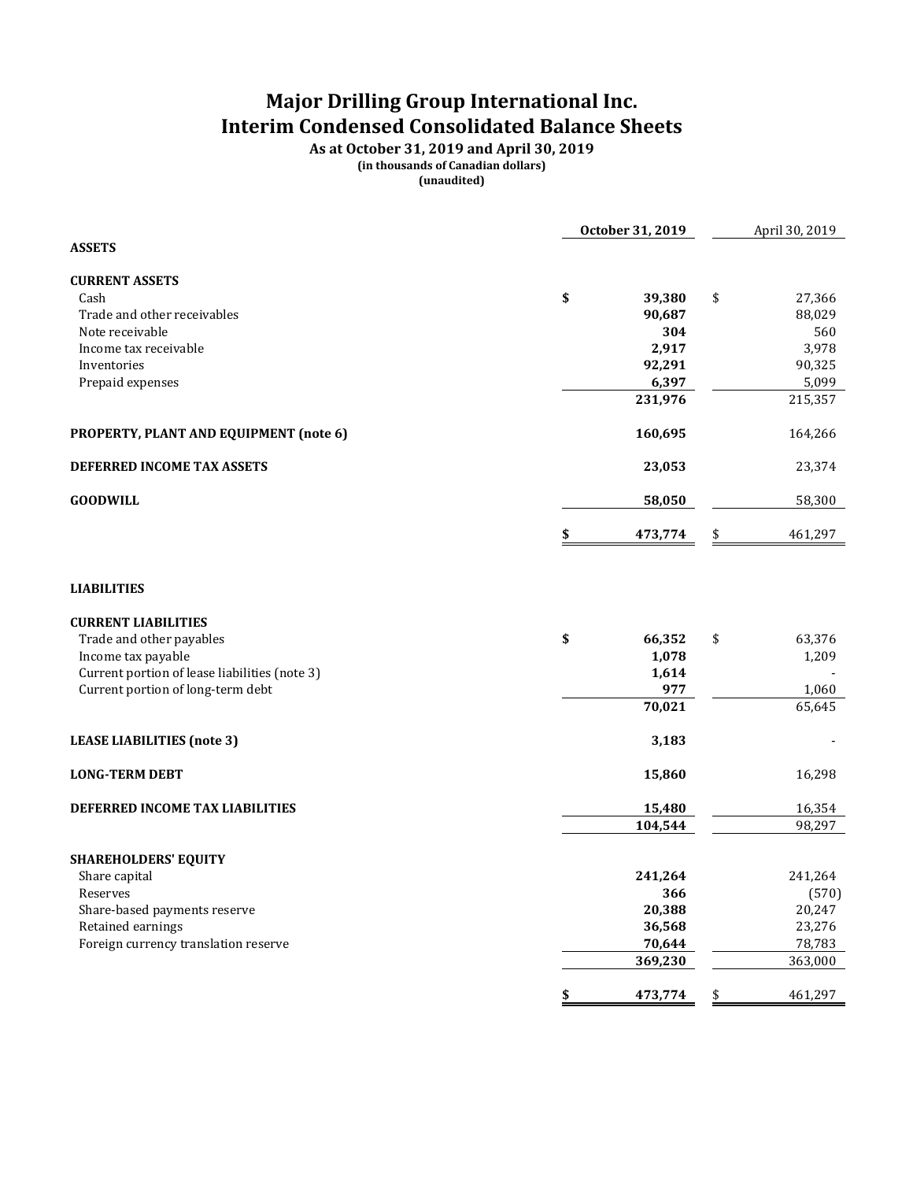# Major Drilling Group International Inc.
# Interim Condensed Consolidated Balance Sheets

**As at October 31, 2019 and April 30, 2019**
**(in thousands of Canadian dollars)**
**(unaudited)**

| | October 31, 2019 | April 30, 2019 |
|---|---|---|
| **ASSETS** | | |
| | | |
| **CURRENT ASSETS** | | |
| Cash | $ **39,380** | $ 27,366 |
| Trade and other receivables | **90,687** | 88,029 |
| Note receivable | **304** | 560 |
| Income tax receivable | **2,917** | 3,978 |
| Inventories | **92,291** | 90,325 |
| Prepaid expenses | **6,397** | 5,099 |
| | **231,976** | 215,357 |
| | | |
| **PROPERTY, PLANT AND EQUIPMENT (note 6)** | **160,695** | 164,266 |
| | | |
| **DEFERRED INCOME TAX ASSETS** | **23,053** | 23,374 |
| | | |
| **GOODWILL** | **58,050** | 58,300 |
| | | |
| | $ **473,774** | $ 461,297 |
| | | |
| **LIABILITIES** | | |
| | | |
| **CURRENT LIABILITIES** | | |
| Trade and other payables | $ **66,352** | $ 63,376 |
| Income tax payable | **1,078** | 1,209 |
| Current portion of lease liabilities (note 3) | **1,614** | - |
| Current portion of long-term debt | **977** | 1,060 |
| | **70,021** | 65,645 |
| | | |
| **LEASE LIABILITIES (note 3)** | **3,183** | - |
| | | |
| **LONG-TERM DEBT** | **15,860** | 16,298 |
| | | |
| **DEFERRED INCOME TAX LIABILITIES** | **15,480** | 16,354 |
| | **104,544** | 98,297 |
| | | |
| **SHAREHOLDERS' EQUITY** | | |
| Share capital | **241,264** | 241,264 |
| Reserves | **366** | (570) |
| Share-based payments reserve | **20,388** | 20,247 |
| Retained earnings | **36,568** | 23,276 |
| Foreign currency translation reserve | **70,644** | 78,783 |
| | **369,230** | 363,000 |
| | | |
| | $ **473,774** | $ 461,297 |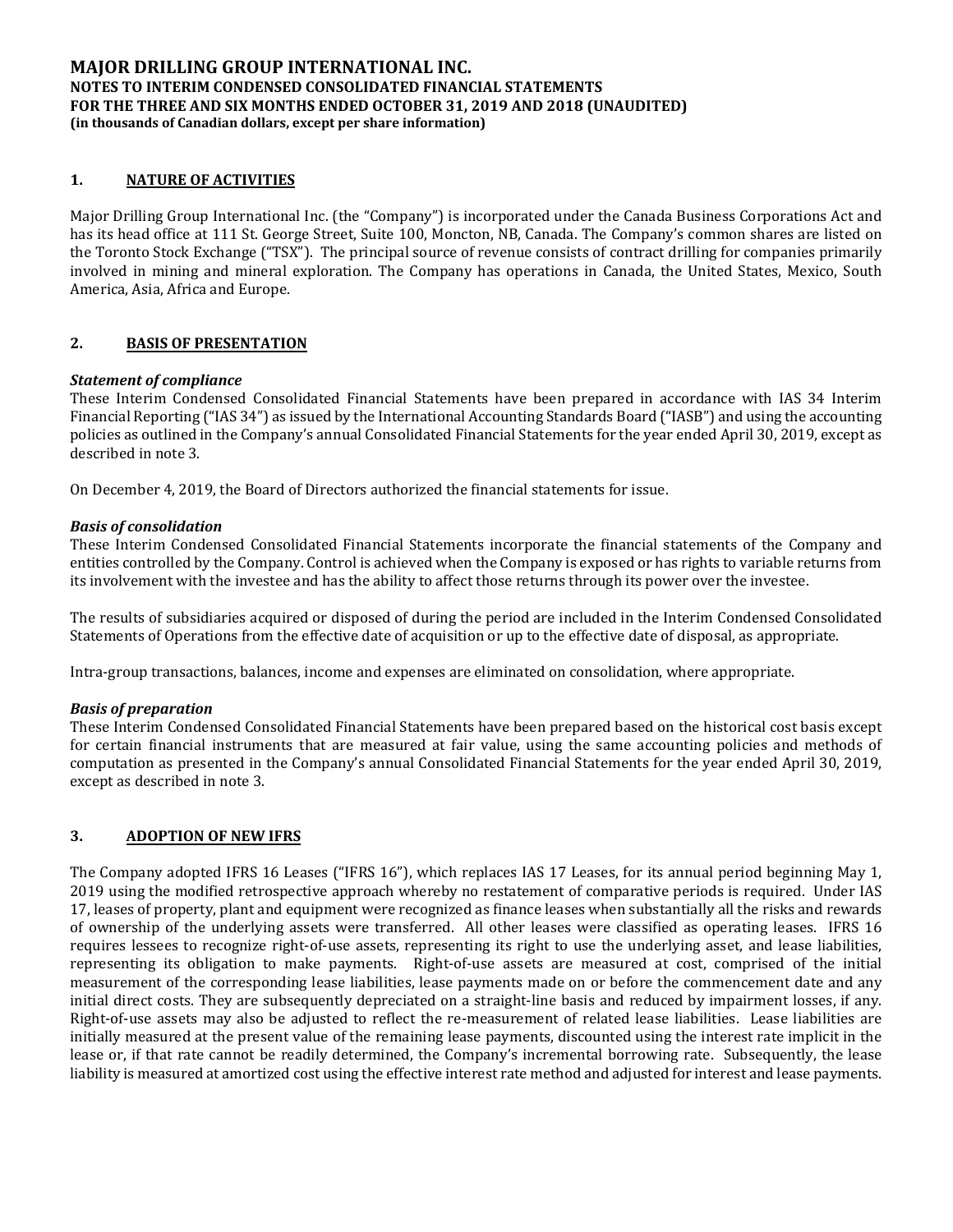# MAJOR DRILLING GROUP INTERNATIONAL INC.
## NOTES TO INTERIM CONDENSED CONSOLIDATED FINANCIAL STATEMENTS
## FOR THE THREE AND SIX MONTHS ENDED OCTOBER 31, 2019 AND 2018 (UNAUDITED)
**(in thousands of Canadian dollars, except per share information)**

## 1. NATURE OF ACTIVITIES

Major Drilling Group International Inc. (the "Company") is incorporated under the Canada Business Corporations Act and has its head office at 111 St. George Street, Suite 100, Moncton, NB, Canada. The Company's common shares are listed on the Toronto Stock Exchange ("TSX"). The principal source of revenue consists of contract drilling for companies primarily involved in mining and mineral exploration. The Company has operations in Canada, the United States, Mexico, South America, Asia, Africa and Europe.

## 2. BASIS OF PRESENTATION

***Statement of compliance***

These Interim Condensed Consolidated Financial Statements have been prepared in accordance with IAS 34 Interim Financial Reporting ("IAS 34") as issued by the International Accounting Standards Board ("IASB") and using the accounting policies as outlined in the Company's annual Consolidated Financial Statements for the year ended April 30, 2019, except as described in note 3.

On December 4, 2019, the Board of Directors authorized the financial statements for issue.

***Basis of consolidation***

These Interim Condensed Consolidated Financial Statements incorporate the financial statements of the Company and entities controlled by the Company. Control is achieved when the Company is exposed or has rights to variable returns from its involvement with the investee and has the ability to affect those returns through its power over the investee.

The results of subsidiaries acquired or disposed of during the period are included in the Interim Condensed Consolidated Statements of Operations from the effective date of acquisition or up to the effective date of disposal, as appropriate.

Intra-group transactions, balances, income and expenses are eliminated on consolidation, where appropriate.

***Basis of preparation***

These Interim Condensed Consolidated Financial Statements have been prepared based on the historical cost basis except for certain financial instruments that are measured at fair value, using the same accounting policies and methods of computation as presented in the Company's annual Consolidated Financial Statements for the year ended April 30, 2019, except as described in note 3.

## 3. ADOPTION OF NEW IFRS

The Company adopted IFRS 16 Leases ("IFRS 16"), which replaces IAS 17 Leases, for its annual period beginning May 1, 2019 using the modified retrospective approach whereby no restatement of comparative periods is required. Under IAS 17, leases of property, plant and equipment were recognized as finance leases when substantially all the risks and rewards of ownership of the underlying assets were transferred. All other leases were classified as operating leases. IFRS 16 requires lessees to recognize right-of-use assets, representing its right to use the underlying asset, and lease liabilities, representing its obligation to make payments. Right-of-use assets are measured at cost, comprised of the initial measurement of the corresponding lease liabilities, lease payments made on or before the commencement date and any initial direct costs. They are subsequently depreciated on a straight-line basis and reduced by impairment losses, if any. Right-of-use assets may also be adjusted to reflect the re-measurement of related lease liabilities. Lease liabilities are initially measured at the present value of the remaining lease payments, discounted using the interest rate implicit in the lease or, if that rate cannot be readily determined, the Company's incremental borrowing rate. Subsequently, the lease liability is measured at amortized cost using the effective interest rate method and adjusted for interest and lease payments.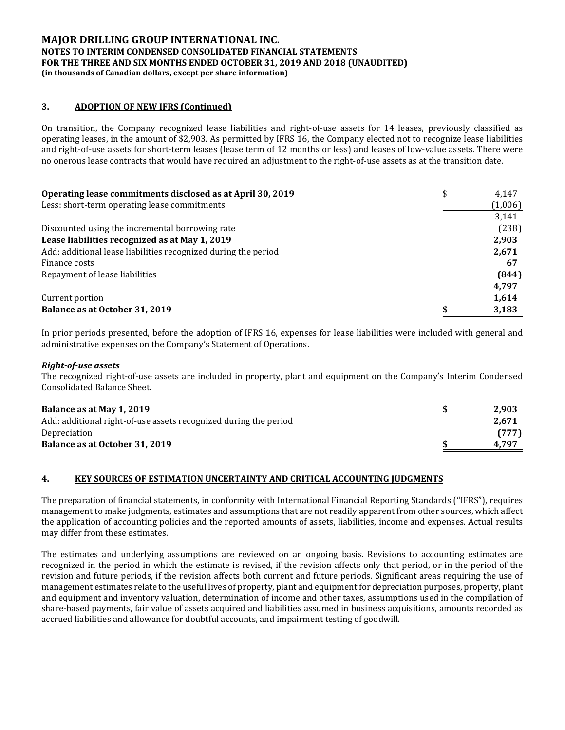## 3. ADOPTION OF NEW IFRS (Continued)

On transition, the Company recognized lease liabilities and right-of-use assets for 14 leases, previously classified as operating leases, in the amount of $2,903. As permitted by IFRS 16, the Company elected not to recognize lease liabilities and right-of-use assets for short-term leases (lease term of 12 months or less) and leases of low-value assets. There were no onerous lease contracts that would have required an adjustment to the right-of-use assets as at the transition date.

| | |
|---|---|
| **Operating lease commitments disclosed as at April 30, 2019** | $ 4,147 |
| Less: short-term operating lease commitments | (1,006) |
| | 3,141 |
| Discounted using the incremental borrowing rate | (238) |
| **Lease liabilities recognized as at May 1, 2019** | **2,903** |
| Add: additional lease liabilities recognized during the period | **2,671** |
| Finance costs | **67** |
| Repayment of lease liabilities | **(844)** |
| | **4,797** |
| Current portion | **1,614** |
| **Balance as at October 31, 2019** | **$ 3,183** |

In prior periods presented, before the adoption of IFRS 16, expenses for lease liabilities were included with general and administrative expenses on the Company's Statement of Operations.

***Right-of-use assets***

The recognized right-of-use assets are included in property, plant and equipment on the Company's Interim Condensed Consolidated Balance Sheet.

| | |
|---|---|
| **Balance as at May 1, 2019** | **$ 2,903** |
| Add: additional right-of-use assets recognized during the period | **2,671** |
| Depreciation | **(777)** |
| **Balance as at October 31, 2019** | **$ 4,797** |

## 4. KEY SOURCES OF ESTIMATION UNCERTAINTY AND CRITICAL ACCOUNTING JUDGMENTS

The preparation of financial statements, in conformity with International Financial Reporting Standards ("IFRS"), requires management to make judgments, estimates and assumptions that are not readily apparent from other sources, which affect the application of accounting policies and the reported amounts of assets, liabilities, income and expenses. Actual results may differ from these estimates.

The estimates and underlying assumptions are reviewed on an ongoing basis. Revisions to accounting estimates are recognized in the period in which the estimate is revised, if the revision affects only that period, or in the period of the revision and future periods, if the revision affects both current and future periods. Significant areas requiring the use of management estimates relate to the useful lives of property, plant and equipment for depreciation purposes, property, plant and equipment and inventory valuation, determination of income and other taxes, assumptions used in the compilation of share-based payments, fair value of assets acquired and liabilities assumed in business acquisitions, amounts recorded as accrued liabilities and allowance for doubtful accounts, and impairment testing of goodwill.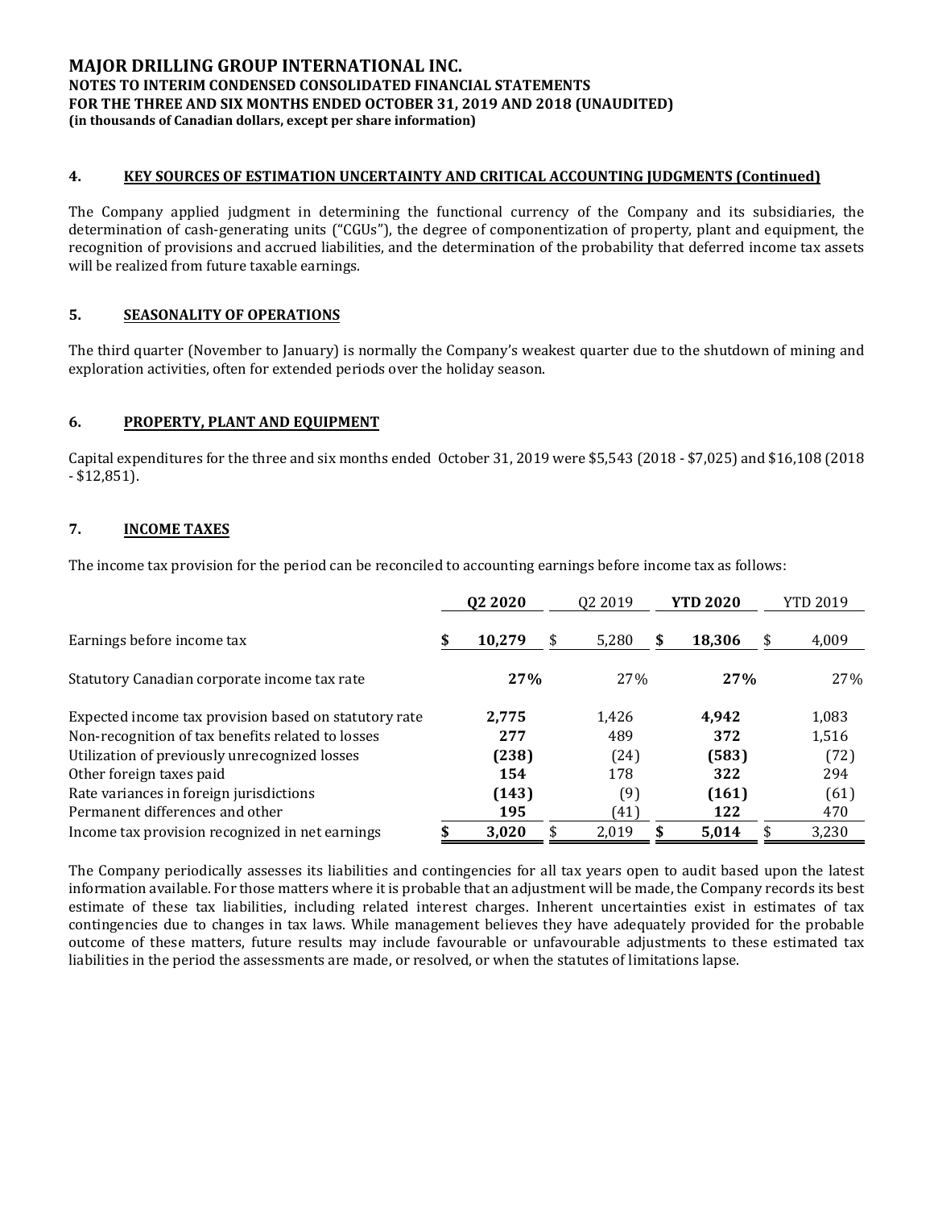## 4. KEY SOURCES OF ESTIMATION UNCERTAINTY AND CRITICAL ACCOUNTING JUDGMENTS (Continued)

The Company applied judgment in determining the functional currency of the Company and its subsidiaries, the determination of cash-generating units ("CGUs"), the degree of componentization of property, plant and equipment, the recognition of provisions and accrued liabilities, and the determination of the probability that deferred income tax assets will be realized from future taxable earnings.

## 5. SEASONALITY OF OPERATIONS

The third quarter (November to January) is normally the Company's weakest quarter due to the shutdown of mining and exploration activities, often for extended periods over the holiday season.

## 6. PROPERTY, PLANT AND EQUIPMENT

Capital expenditures for the three and six months ended October 31, 2019 were $5,543 (2018 - $7,025) and $16,108 (2018 - $12,851).

## 7. INCOME TAXES

The income tax provision for the period can be reconciled to accounting earnings before income tax as follows:

| | **Q2 2020** | Q2 2019 | **YTD 2020** | YTD 2019 |
|---|---|---|---|---|
| Earnings before income tax | **$ 10,279** | $ 5,280 | **$ 18,306** | $ 4,009 |
| Statutory Canadian corporate income tax rate | **27%** | 27% | **27%** | 27% |
| Expected income tax provision based on statutory rate | **2,775** | 1,426 | **4,942** | 1,083 |
| Non-recognition of tax benefits related to losses | **277** | 489 | **372** | 1,516 |
| Utilization of previously unrecognized losses | **(238)** | (24) | **(583)** | (72) |
| Other foreign taxes paid | **154** | 178 | **322** | 294 |
| Rate variances in foreign jurisdictions | **(143)** | (9) | **(161)** | (61) |
| Permanent differences and other | **195** | (41) | **122** | 470 |
| Income tax provision recognized in net earnings | **$ 3,020** | $ 2,019 | **$ 5,014** | $ 3,230 |

The Company periodically assesses its liabilities and contingencies for all tax years open to audit based upon the latest information available. For those matters where it is probable that an adjustment will be made, the Company records its best estimate of these tax liabilities, including related interest charges. Inherent uncertainties exist in estimates of tax contingencies due to changes in tax laws. While management believes they have adequately provided for the probable outcome of these matters, future results may include favourable or unfavourable adjustments to these estimated tax liabilities in the period the assessments are made, or resolved, or when the statutes of limitations lapse.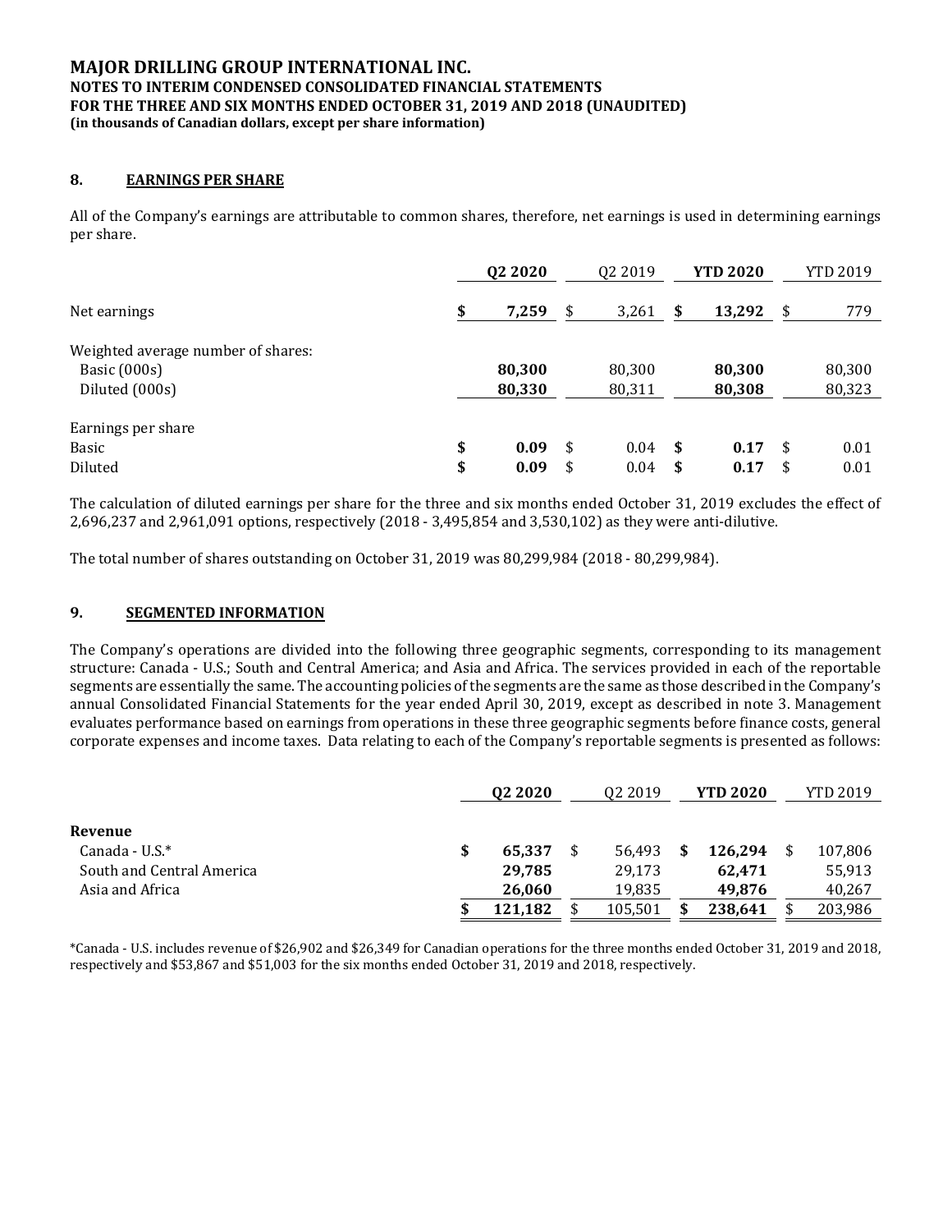## 8. EARNINGS PER SHARE

All of the Company's earnings are attributable to common shares, therefore, net earnings is used in determining earnings per share.

| | Q2 2020 | Q2 2019 | YTD 2020 | YTD 2019 |
|---|---|---|---|---|
| Net earnings | $ 7,259 | $ 3,261 | $ 13,292 | $ 779 |
| Weighted average number of shares: | | | | |
| Basic (000s) | 80,300 | 80,300 | 80,300 | 80,300 |
| Diluted (000s) | 80,330 | 80,311 | 80,308 | 80,323 |
| Earnings per share | | | | |
| Basic | $ 0.09 | $ 0.04 | $ 0.17 | $ 0.01 |
| Diluted | $ 0.09 | $ 0.04 | $ 0.17 | $ 0.01 |

The calculation of diluted earnings per share for the three and six months ended October 31, 2019 excludes the effect of 2,696,237 and 2,961,091 options, respectively (2018 - 3,495,854 and 3,530,102) as they were anti-dilutive.

The total number of shares outstanding on October 31, 2019 was 80,299,984 (2018 - 80,299,984).

## 9. SEGMENTED INFORMATION

The Company's operations are divided into the following three geographic segments, corresponding to its management structure: Canada - U.S.; South and Central America; and Asia and Africa. The services provided in each of the reportable segments are essentially the same. The accounting policies of the segments are the same as those described in the Company's annual Consolidated Financial Statements for the year ended April 30, 2019, except as described in note 3. Management evaluates performance based on earnings from operations in these three geographic segments before finance costs, general corporate expenses and income taxes. Data relating to each of the Company's reportable segments is presented as follows:

| | Q2 2020 | Q2 2019 | YTD 2020 | YTD 2019 |
|---|---|---|---|---|
| **Revenue** | | | | |
| Canada - U.S.* | $ 65,337 | $ 56,493 | $ 126,294 | $ 107,806 |
| South and Central America | 29,785 | 29,173 | 62,471 | 55,913 |
| Asia and Africa | 26,060 | 19,835 | 49,876 | 40,267 |
| | $ 121,182 | $ 105,501 | $ 238,641 | $ 203,986 |

*Canada - U.S. includes revenue of $26,902 and $26,349 for Canadian operations for the three months ended October 31, 2019 and 2018, respectively and $53,867 and $51,003 for the six months ended October 31, 2019 and 2018, respectively.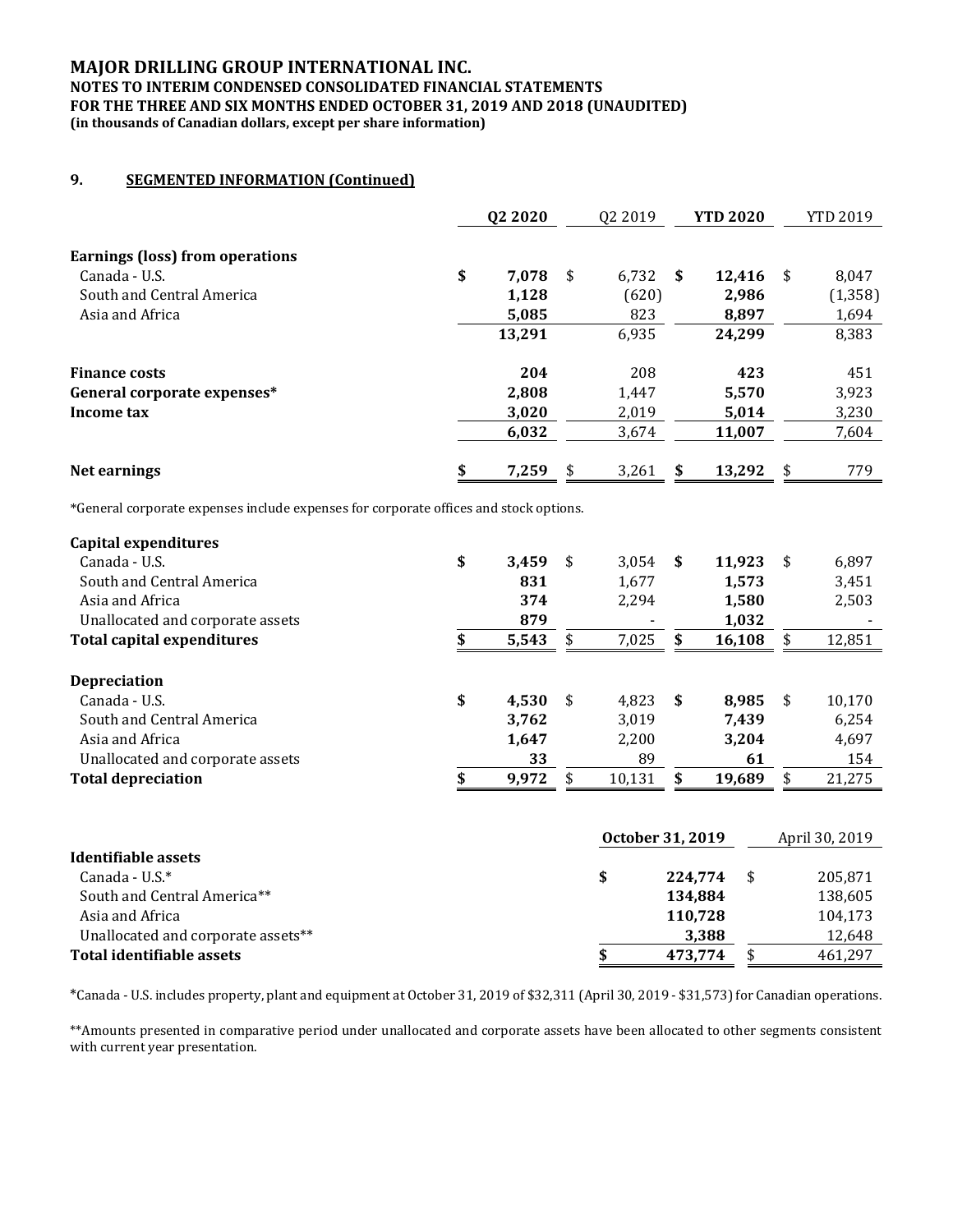**MAJOR DRILLING GROUP INTERNATIONAL INC.**
**NOTES TO INTERIM CONDENSED CONSOLIDATED FINANCIAL STATEMENTS**
**FOR THE THREE AND SIX MONTHS ENDED OCTOBER 31, 2019 AND 2018 (UNAUDITED)**
**(in thousands of Canadian dollars, except per share information)**

## 9. SEGMENTED INFORMATION (Continued)

| | Q2 2020 | Q2 2019 | YTD 2020 | YTD 2019 |
|---|---|---|---|---|
| **Earnings (loss) from operations** | | | | |
| Canada - U.S. | $ 7,078 | $ 6,732 | $ 12,416 | $ 8,047 |
| South and Central America | 1,128 | (620) | 2,986 | (1,358) |
| Asia and Africa | 5,085 | 823 | 8,897 | 1,694 |
| | 13,291 | 6,935 | 24,299 | 8,383 |
| **Finance costs** | 204 | 208 | 423 | 451 |
| **General corporate expenses*** | 2,808 | 1,447 | 5,570 | 3,923 |
| **Income tax** | 3,020 | 2,019 | 5,014 | 3,230 |
| | 6,032 | 3,674 | 11,007 | 7,604 |
| **Net earnings** | $ 7,259 | $ 3,261 | $ 13,292 | $ 779 |

*General corporate expenses include expenses for corporate offices and stock options.

| | Q2 2020 | Q2 2019 | YTD 2020 | YTD 2019 |
|---|---|---|---|---|
| **Capital expenditures** | | | | |
| Canada - U.S. | $ 3,459 | $ 3,054 | $ 11,923 | $ 6,897 |
| South and Central America | 831 | 1,677 | 1,573 | 3,451 |
| Asia and Africa | 374 | 2,294 | 1,580 | 2,503 |
| Unallocated and corporate assets | 879 | - | 1,032 | - |
| **Total capital expenditures** | $ 5,543 | $ 7,025 | $ 16,108 | $ 12,851 |
| **Depreciation** | | | | |
| Canada - U.S. | $ 4,530 | $ 4,823 | $ 8,985 | $ 10,170 |
| South and Central America | 3,762 | 3,019 | 7,439 | 6,254 |
| Asia and Africa | 1,647 | 2,200 | 3,204 | 4,697 |
| Unallocated and corporate assets | 33 | 89 | 61 | 154 |
| **Total depreciation** | $ 9,972 | $ 10,131 | $ 19,689 | $ 21,275 |

| | October 31, 2019 | April 30, 2019 |
|---|---|---|
| **Identifiable assets** | | |
| Canada - U.S.* | $ 224,774 | $ 205,871 |
| South and Central America** | 134,884 | 138,605 |
| Asia and Africa | 110,728 | 104,173 |
| Unallocated and corporate assets** | 3,388 | 12,648 |
| **Total identifiable assets** | $ 473,774 | $ 461,297 |

*Canada - U.S. includes property, plant and equipment at October 31, 2019 of $32,311 (April 30, 2019 - $31,573) for Canadian operations.

**Amounts presented in comparative period under unallocated and corporate assets have been allocated to other segments consistent with current year presentation.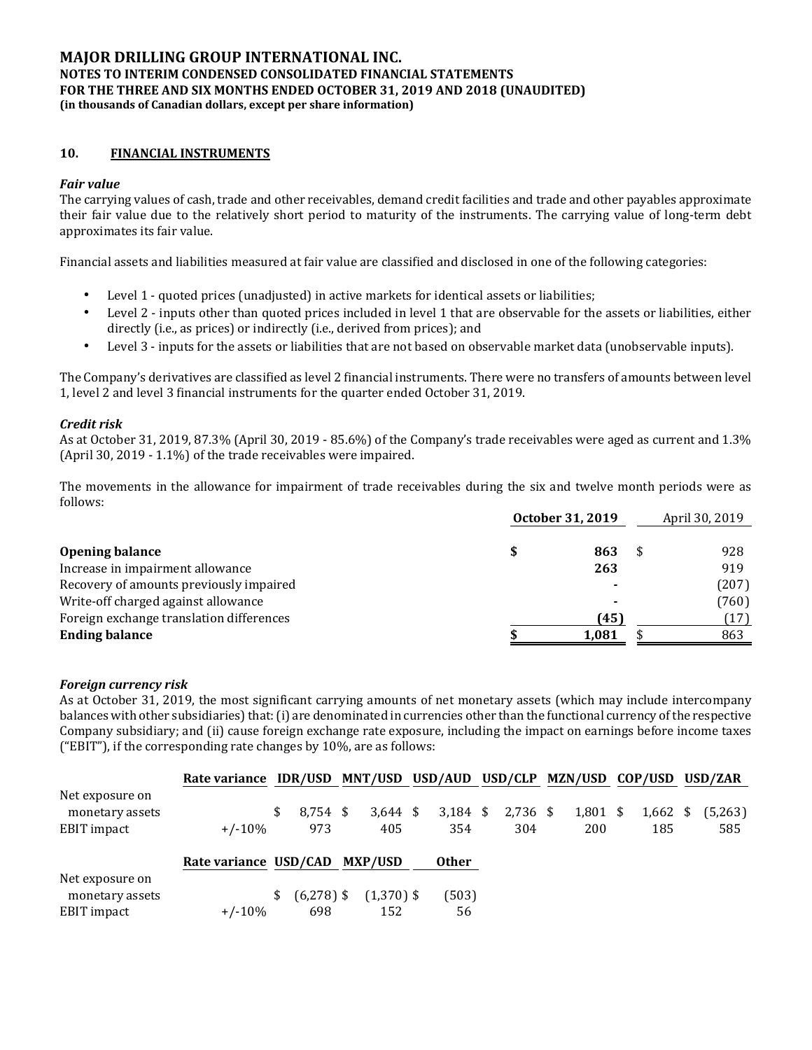# MAJOR DRILLING GROUP INTERNATIONAL INC.

**NOTES TO INTERIM CONDENSED CONSOLIDATED FINANCIAL STATEMENTS**
**FOR THE THREE AND SIX MONTHS ENDED OCTOBER 31, 2019 AND 2018 (UNAUDITED)**
**(in thousands of Canadian dollars, except per share information)**

## 10. FINANCIAL INSTRUMENTS

### *Fair value*

The carrying values of cash, trade and other receivables, demand credit facilities and trade and other payables approximate their fair value due to the relatively short period to maturity of the instruments. The carrying value of long-term debt approximates its fair value.

Financial assets and liabilities measured at fair value are classified and disclosed in one of the following categories:

- Level 1 - quoted prices (unadjusted) in active markets for identical assets or liabilities;
- Level 2 - inputs other than quoted prices included in level 1 that are observable for the assets or liabilities, either directly (i.e., as prices) or indirectly (i.e., derived from prices); and
- Level 3 - inputs for the assets or liabilities that are not based on observable market data (unobservable inputs).

The Company's derivatives are classified as level 2 financial instruments. There were no transfers of amounts between level 1, level 2 and level 3 financial instruments for the quarter ended October 31, 2019.

### *Credit risk*

As at October 31, 2019, 87.3% (April 30, 2019 - 85.6%) of the Company's trade receivables were aged as current and 1.3% (April 30, 2019 - 1.1%) of the trade receivables were impaired.

The movements in the allowance for impairment of trade receivables during the six and twelve month periods were as follows:

| | **October 31, 2019** | April 30, 2019 |
|---|---|---|
| **Opening balance** | **$ 863** | $ 928 |
| Increase in impairment allowance | **263** | 919 |
| Recovery of amounts previously impaired | **-** | (207) |
| Write-off charged against allowance | **-** | (760) |
| Foreign exchange translation differences | **(45)** | (17) |
| **Ending balance** | **$ 1,081** | $ 863 |

### *Foreign currency risk*

As at October 31, 2019, the most significant carrying amounts of net monetary assets (which may include intercompany balances with other subsidiaries) that: (i) are denominated in currencies other than the functional currency of the respective Company subsidiary; and (ii) cause foreign exchange rate exposure, including the impact on earnings before income taxes ("EBIT"), if the corresponding rate changes by 10%, are as follows:

| | **Rate variance** | **IDR/USD** | **MNT/USD** | **USD/AUD** | **USD/CLP** | **MZN/USD** | **COP/USD** | **USD/ZAR** |
|---|---|---|---|---|---|---|---|---|
| Net exposure on monetary assets | | $ 8,754 | $ 3,644 | $ 3,184 | $ 2,736 | $ 1,801 | $ 1,662 | $ (5,263) |
| EBIT impact | +/-10% | 973 | 405 | 354 | 304 | 200 | 185 | 585 |

| | **Rate variance** | **USD/CAD** | **MXP/USD** | **Other** |
|---|---|---|---|---|
| Net exposure on monetary assets | | $ (6,278) | $ (1,370) | $ (503) |
| EBIT impact | +/-10% | 698 | 152 | 56 |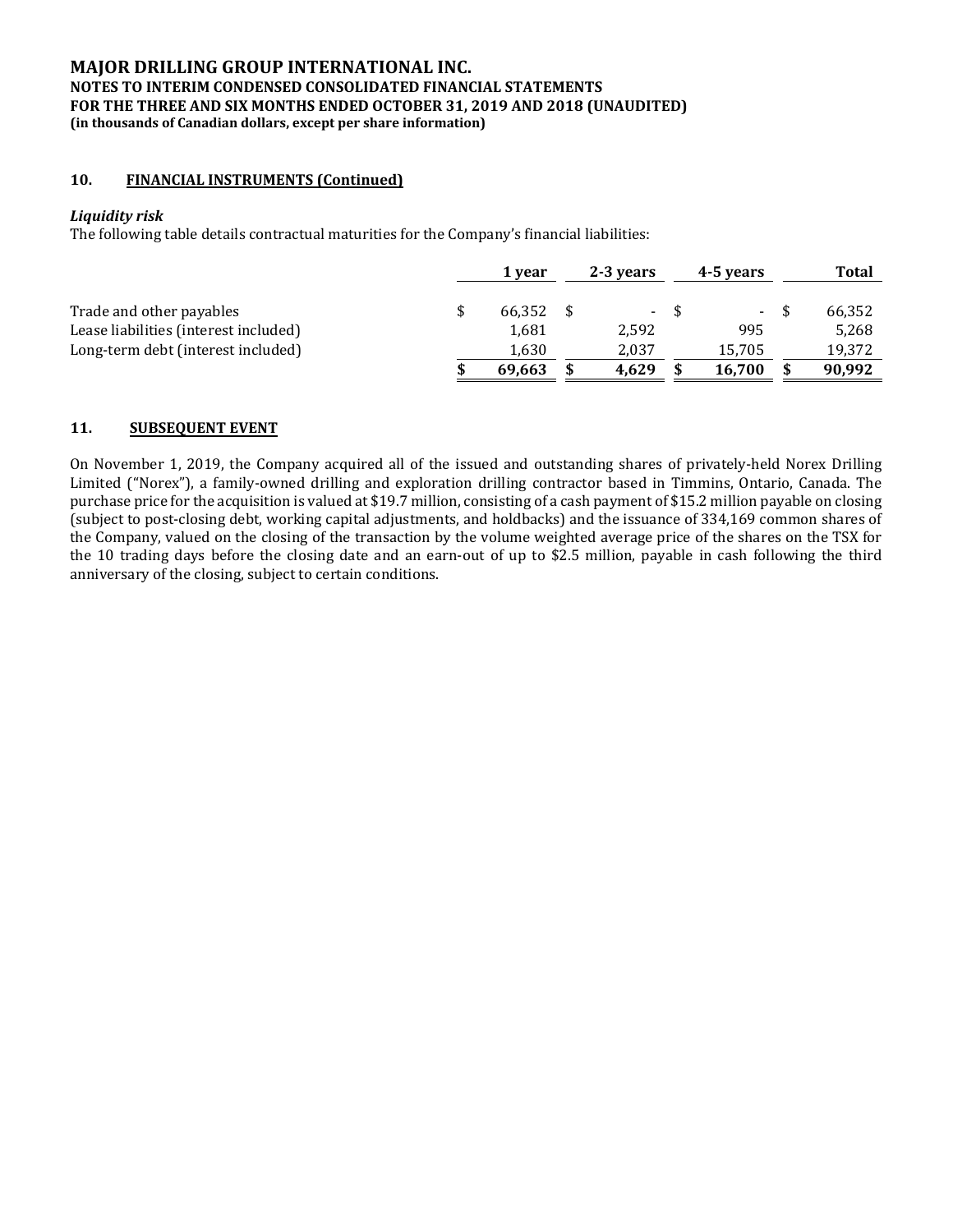# MAJOR DRILLING GROUP INTERNATIONAL INC.

**NOTES TO INTERIM CONDENSED CONSOLIDATED FINANCIAL STATEMENTS**
**FOR THE THREE AND SIX MONTHS ENDED OCTOBER 31, 2019 AND 2018 (UNAUDITED)**
**(in thousands of Canadian dollars, except per share information)**

## 10. FINANCIAL INSTRUMENTS (Continued)

***Liquidity risk***

The following table details contractual maturities for the Company's financial liabilities:

| | 1 year | 2-3 years | 4-5 years | Total |
|---|---|---|---|---|
| Trade and other payables | $ 66,352 | $ - | $ - | $ 66,352 |
| Lease liabilities (interest included) | 1,681 | 2,592 | 995 | 5,268 |
| Long-term debt (interest included) | 1,630 | 2,037 | 15,705 | 19,372 |
| | $ 69,663 | $ 4,629 | $ 16,700 | $ 90,992 |

## 11. SUBSEQUENT EVENT

On November 1, 2019, the Company acquired all of the issued and outstanding shares of privately-held Norex Drilling Limited ("Norex"), a family-owned drilling and exploration drilling contractor based in Timmins, Ontario, Canada. The purchase price for the acquisition is valued at $19.7 million, consisting of a cash payment of $15.2 million payable on closing (subject to post-closing debt, working capital adjustments, and holdbacks) and the issuance of 334,169 common shares of the Company, valued on the closing of the transaction by the volume weighted average price of the shares on the TSX for the 10 trading days before the closing date and an earn-out of up to $2.5 million, payable in cash following the third anniversary of the closing, subject to certain conditions.